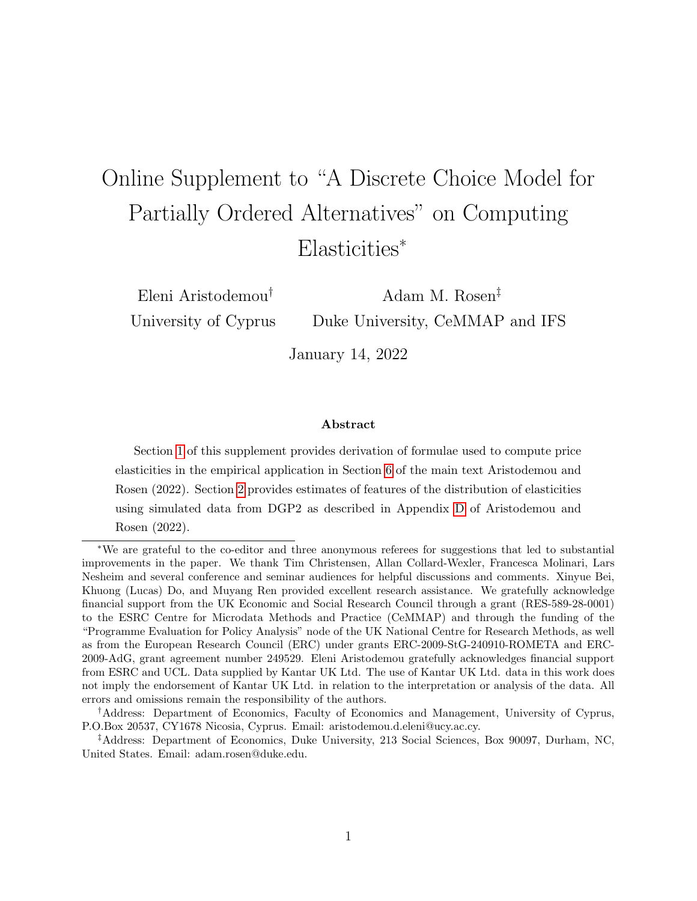// Title of the online supplement
# Online Supplement to "A Discrete Choice Model for Partially Ordered Alternatives" on Computing Elasticities*

Eleni Aristodemou†
University of Cyprus

Adam M. Rosen‡
Duke University, CeMMAP and IFS

January 14, 2022

### Abstract

Section 1 of this supplement provides derivation of formulae used to compute price elasticities in the empirical application in Section 6 of the main text Aristodemou and Rosen (2022). Section 2 provides estimates of features of the distribution of elasticities using simulated data from DGP2 as described in Appendix D of Aristodemou and Rosen (2022).

---

*We are grateful to the co-editor and three anonymous referees for suggestions that led to substantial improvements in the paper. We thank Tim Christensen, Allan Collard-Wexler, Francesca Molinari, Lars Nesheim and several conference and seminar audiences for helpful discussions and comments. Xinyue Bei, Khuong (Lucas) Do, and Muyang Ren provided excellent research assistance. We gratefully acknowledge financial support from the UK Economic and Social Research Council through a grant (RES-589-28-0001) to the ESRC Centre for Microdata Methods and Practice (CeMMAP) and through the funding of the "Programme Evaluation for Policy Analysis" node of the UK National Centre for Research Methods, as well as from the European Research Council (ERC) under grants ERC-2009-StG-240910-ROMETA and ERC-2009-AdG, grant agreement number 249529. Eleni Aristodemou gratefully acknowledges financial support from ESRC and UCL. Data supplied by Kantar UK Ltd. The use of Kantar UK Ltd. data in this work does not imply the endorsement of Kantar UK Ltd. in relation to the interpretation or analysis of the data. All errors and omissions remain the responsibility of the authors.

†Address: Department of Economics, Faculty of Economics and Management, University of Cyprus, P.O.Box 20537, CY1678 Nicosia, Cyprus. Email: aristodemou.d.eleni@ucy.ac.cy.

‡Address: Department of Economics, Duke University, 213 Social Sciences, Box 90097, Durham, NC, United States. Email: adam.rosen@duke.edu.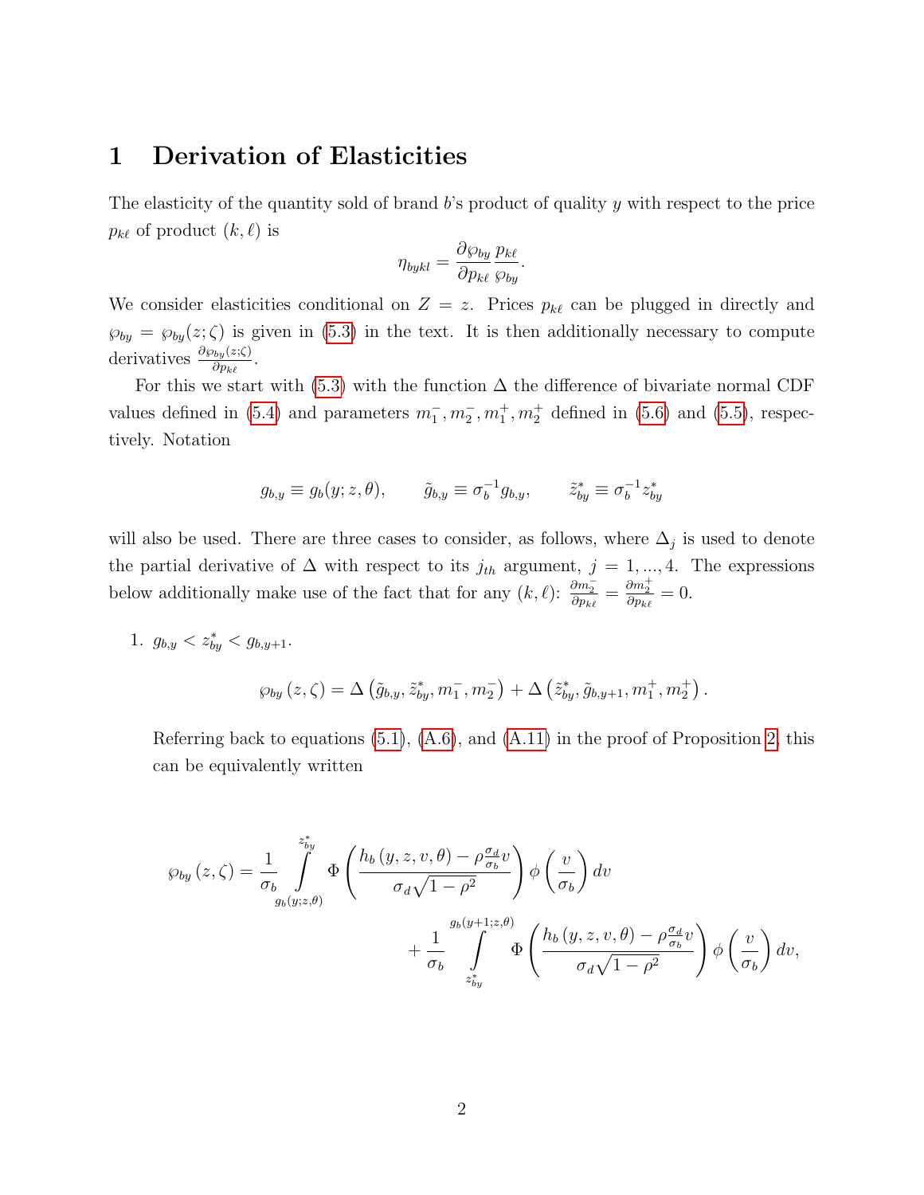# 1 Derivation of Elasticities

The elasticity of the quantity sold of brand $b$'s product of quality $y$ with respect to the price $p_{k\ell}$ of product $(k, \ell)$ is

$$\eta_{bykl} = \frac{\partial \wp_{by}}{\partial p_{k\ell}} \frac{p_{k\ell}}{\wp_{by}}.$$

We consider elasticities conditional on $Z = z$. Prices $p_{k\ell}$ can be plugged in directly and $\wp_{by} = \wp_{by}(z; \zeta)$ is given in (5.3) in the text. It is then additionally necessary to compute derivatives $\frac{\partial \wp_{by}(z;\zeta)}{\partial p_{k\ell}}$.

For this we start with (5.3) with the function $\Delta$ the difference of bivariate normal CDF values defined in (5.4) and parameters $m_1^-, m_2^-, m_1^+, m_2^+$ defined in (5.6) and (5.5), respectively. Notation

$$g_{b,y} \equiv g_b(y; z, \theta), \qquad \tilde{g}_{b,y} \equiv \sigma_b^{-1} g_{b,y}, \qquad \tilde{z}^*_{by} \equiv \sigma_b^{-1} z^*_{by}$$

will also be used. There are three cases to consider, as follows, where $\Delta_j$ is used to denote the partial derivative of $\Delta$ with respect to its $j_{th}$ argument, $j = 1, ..., 4$. The expressions below additionally make use of the fact that for any $(k, \ell)$: $\frac{\partial m_2^-}{\partial p_{k\ell}} = \frac{\partial m_2^+}{\partial p_{k\ell}} = 0$.

1. $g_{b,y} < z^*_{by} < g_{b,y+1}$.

   $$\wp_{by}(z, \zeta) = \Delta\left(\tilde{g}_{b,y}, \tilde{z}^*_{by}, m_1^-, m_2^-\right) + \Delta\left(\tilde{z}^*_{by}, \tilde{g}_{b,y+1}, m_1^+, m_2^+\right).$$

   Referring back to equations (5.1), (A.6), and (A.11) in the proof of Proposition 2, this can be equivalently written

$$\wp_{by}(z, \zeta) = \frac{1}{\sigma_b} \int_{g_b(y;z,\theta)}^{z^*_{by}} \Phi\left(\frac{h_b(y, z, v, \theta) - \rho \frac{\sigma_d}{\sigma_b} v}{\sigma_d \sqrt{1 - \rho^2}}\right) \phi\left(\frac{v}{\sigma_b}\right) dv + \frac{1}{\sigma_b} \int_{z^*_{by}}^{g_b(y+1;z,\theta)} \Phi\left(\frac{h_b(y, z, v, \theta) - \rho \frac{\sigma_d}{\sigma_b} v}{\sigma_d \sqrt{1 - \rho^2}}\right) \phi\left(\frac{v}{\sigma_b}\right) dv,$$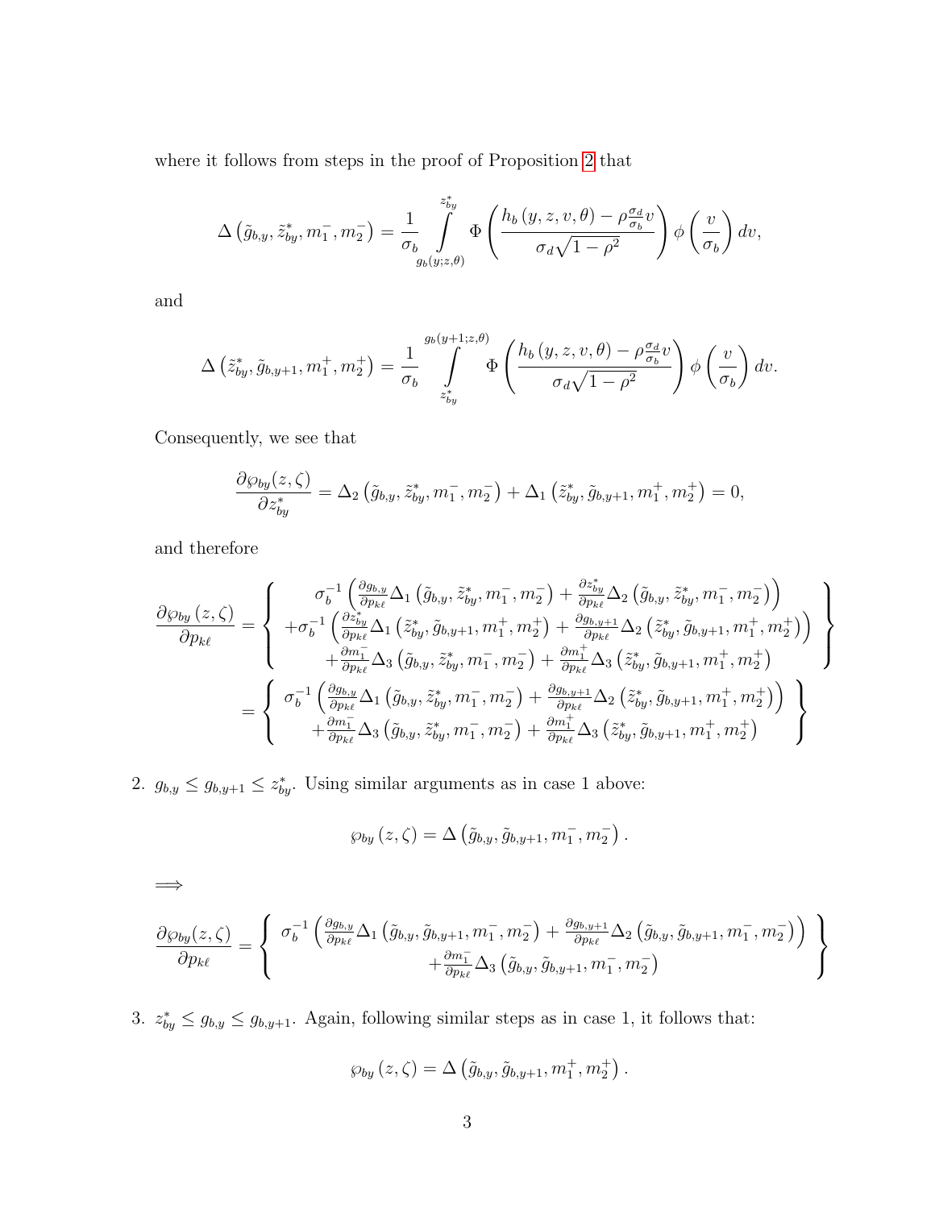where it follows from steps in the proof of Proposition 2 that

$$\Delta\left(\tilde{g}_{b,y},\tilde{z}^*_{by},m_1^-,m_2^-\right)=\frac{1}{\sigma_b}\int\limits_{g_b(y;z,\theta)}^{z^*_{by}}\Phi\left(\frac{h_b\left(y,z,v,\theta\right)-\rho\frac{\sigma_d}{\sigma_b}v}{\sigma_d\sqrt{1-\rho^2}}\right)\phi\left(\frac{v}{\sigma_b}\right)dv,$$

and

$$\Delta\left(\tilde{z}^*_{by},\tilde{g}_{b,y+1},m_1^+,m_2^+\right)=\frac{1}{\sigma_b}\int\limits_{z^*_{by}}^{g_b(y+1;z,\theta)}\Phi\left(\frac{h_b\left(y,z,v,\theta\right)-\rho\frac{\sigma_d}{\sigma_b}v}{\sigma_d\sqrt{1-\rho^2}}\right)\phi\left(\frac{v}{\sigma_b}\right)dv.$$

Consequently, we see that

$$\frac{\partial\wp_{by}(z,\zeta)}{\partial z^*_{by}}=\Delta_2\left(\tilde{g}_{b,y},\tilde{z}^*_{by},m_1^-,m_2^-\right)+\Delta_1\left(\tilde{z}^*_{by},\tilde{g}_{b,y+1},m_1^+,m_2^+\right)=0,$$

and therefore

$$\begin{aligned}\frac{\partial\wp_{by}\left(z,\zeta\right)}{\partial p_{k\ell}}&=\left\{\begin{array}{c}\sigma_b^{-1}\left(\frac{\partial g_{b,y}}{\partial p_{k\ell}}\Delta_1\left(\tilde{g}_{b,y},\tilde{z}^*_{by},m_1^-,m_2^-\right)+\frac{\partial z^*_{by}}{\partial p_{k\ell}}\Delta_2\left(\tilde{g}_{b,y},\tilde{z}^*_{by},m_1^-,m_2^-\right)\right)\\+\sigma_b^{-1}\left(\frac{\partial z^*_{by}}{\partial p_{k\ell}}\Delta_1\left(\tilde{z}^*_{by},\tilde{g}_{b,y+1},m_1^+,m_2^+\right)+\frac{\partial g_{b,y+1}}{\partial p_{k\ell}}\Delta_2\left(\tilde{z}^*_{by},\tilde{g}_{b,y+1},m_1^+,m_2^+\right)\right)\\+\frac{\partial m_1^-}{\partial p_{k\ell}}\Delta_3\left(\tilde{g}_{b,y},\tilde{z}^*_{by},m_1^-,m_2^-\right)+\frac{\partial m_1^+}{\partial p_{k\ell}}\Delta_3\left(\tilde{z}^*_{by},\tilde{g}_{b,y+1},m_1^+,m_2^+\right)\end{array}\right\}\\&=\left\{\begin{array}{c}\sigma_b^{-1}\left(\frac{\partial g_{b,y}}{\partial p_{k\ell}}\Delta_1\left(\tilde{g}_{b,y},\tilde{z}^*_{by},m_1^-,m_2^-\right)+\frac{\partial g_{b,y+1}}{\partial p_{k\ell}}\Delta_2\left(\tilde{z}^*_{by},\tilde{g}_{b,y+1},m_1^+,m_2^+\right)\right)\\+\frac{\partial m_1^-}{\partial p_{k\ell}}\Delta_3\left(\tilde{g}_{b,y},\tilde{z}^*_{by},m_1^-,m_2^-\right)+\frac{\partial m_1^+}{\partial p_{k\ell}}\Delta_3\left(\tilde{z}^*_{by},\tilde{g}_{b,y+1},m_1^+,m_2^+\right)\end{array}\right\}\end{aligned}$$

2. $g_{b,y}\leq g_{b,y+1}\leq z^*_{by}$. Using similar arguments as in case 1 above:

$$\wp_{by}\left(z,\zeta\right)=\Delta\left(\tilde{g}_{b,y},\tilde{g}_{b,y+1},m_1^-,m_2^-\right).$$

$\Longrightarrow$

$$\frac{\partial\wp_{by}(z,\zeta)}{\partial p_{k\ell}}=\left\{\begin{array}{c}\sigma_b^{-1}\left(\frac{\partial g_{b,y}}{\partial p_{k\ell}}\Delta_1\left(\tilde{g}_{b,y},\tilde{g}_{b,y+1},m_1^-,m_2^-\right)+\frac{\partial g_{b,y+1}}{\partial p_{k\ell}}\Delta_2\left(\tilde{g}_{b,y},\tilde{g}_{b,y+1},m_1^-,m_2^-\right)\right)\\+\frac{\partial m_1^-}{\partial p_{k\ell}}\Delta_3\left(\tilde{g}_{b,y},\tilde{g}_{b,y+1},m_1^-,m_2^-\right)\end{array}\right\}$$

3. $z^*_{by}\leq g_{b,y}\leq g_{b,y+1}$. Again, following similar steps as in case 1, it follows that:

$$\wp_{by}\left(z,\zeta\right)=\Delta\left(\tilde{g}_{b,y},\tilde{g}_{b,y+1},m_1^+,m_2^+\right).$$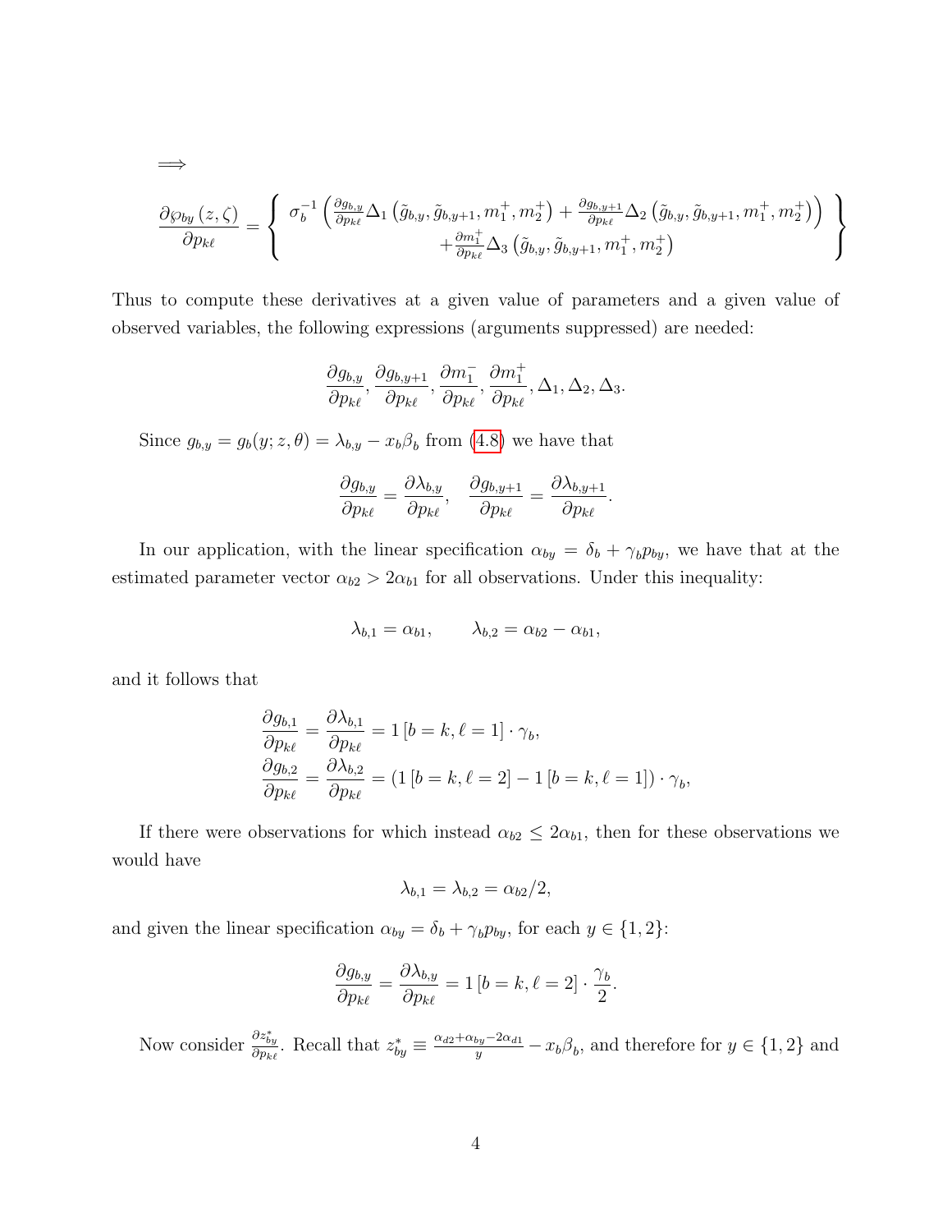$$\Longrightarrow$$

$$\frac{\partial \wp_{by}(z,\zeta)}{\partial p_{k\ell}} = \left\{ \begin{array}{c} \sigma_b^{-1}\left( \frac{\partial g_{b,y}}{\partial p_{k\ell}} \Delta_1\left(\tilde{g}_{b,y}, \tilde{g}_{b,y+1}, m_1^+, m_2^+\right) + \frac{\partial g_{b,y+1}}{\partial p_{k\ell}} \Delta_2\left(\tilde{g}_{b,y}, \tilde{g}_{b,y+1}, m_1^+, m_2^+\right)\right) \\ + \frac{\partial m_1^+}{\partial p_{k\ell}} \Delta_3\left(\tilde{g}_{b,y}, \tilde{g}_{b,y+1}, m_1^+, m_2^+\right) \end{array} \right\}$$

Thus to compute these derivatives at a given value of parameters and a given value of observed variables, the following expressions (arguments suppressed) are needed:

$$\frac{\partial g_{b,y}}{\partial p_{k\ell}}, \frac{\partial g_{b,y+1}}{\partial p_{k\ell}}, \frac{\partial m_1^-}{\partial p_{k\ell}}, \frac{\partial m_1^+}{\partial p_{k\ell}}, \Delta_1, \Delta_2, \Delta_3.$$

Since $g_{b,y} = g_b(y; z, \theta) = \lambda_{b,y} - x_b\beta_b$ from (4.8) we have that

$$\frac{\partial g_{b,y}}{\partial p_{k\ell}} = \frac{\partial \lambda_{b,y}}{\partial p_{k\ell}}, \quad \frac{\partial g_{b,y+1}}{\partial p_{k\ell}} = \frac{\partial \lambda_{b,y+1}}{\partial p_{k\ell}}.$$

In our application, with the linear specification $\alpha_{by} = \delta_b + \gamma_b p_{by}$, we have that at the estimated parameter vector $\alpha_{b2} > 2\alpha_{b1}$ for all observations. Under this inequality:

$$\lambda_{b,1} = \alpha_{b1}, \qquad \lambda_{b,2} = \alpha_{b2} - \alpha_{b1},$$

and it follows that

$$\begin{aligned} \frac{\partial g_{b,1}}{\partial p_{k\ell}} &= \frac{\partial \lambda_{b,1}}{\partial p_{k\ell}} = 1\left[b = k, \ell = 1\right] \cdot \gamma_b, \\ \frac{\partial g_{b,2}}{\partial p_{k\ell}} &= \frac{\partial \lambda_{b,2}}{\partial p_{k\ell}} = \left(1\left[b = k, \ell = 2\right] - 1\left[b = k, \ell = 1\right]\right) \cdot \gamma_b, \end{aligned}$$

If there were observations for which instead $\alpha_{b2} \leq 2\alpha_{b1}$, then for these observations we would have

$$\lambda_{b,1} = \lambda_{b,2} = \alpha_{b2}/2,$$

and given the linear specification $\alpha_{by} = \delta_b + \gamma_b p_{by}$, for each $y \in \{1, 2\}$:

$$\frac{\partial g_{b,y}}{\partial p_{k\ell}} = \frac{\partial \lambda_{b,y}}{\partial p_{k\ell}} = 1\left[b = k, \ell = 2\right] \cdot \frac{\gamma_b}{2}.$$

Now consider $\frac{\partial z_{by}^*}{\partial p_{k\ell}}$. Recall that $z_{by}^* \equiv \frac{\alpha_{d2} + \alpha_{by} - 2\alpha_{d1}}{y} - x_b\beta_b$, and therefore for $y \in \{1, 2\}$ and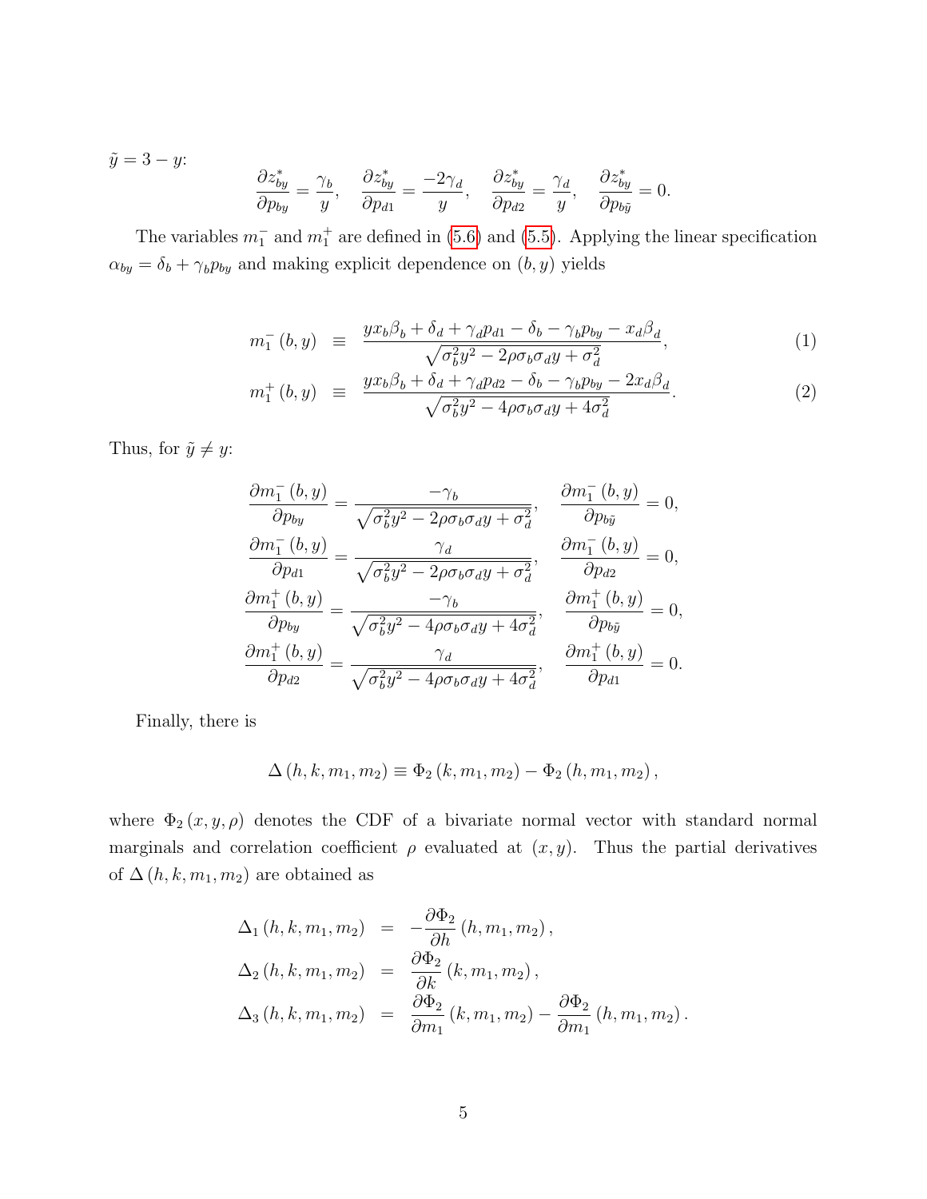$\tilde{y} = 3 - y$:

$$\frac{\partial z^*_{by}}{\partial p_{by}} = \frac{\gamma_b}{y}, \quad \frac{\partial z^*_{by}}{\partial p_{d1}} = \frac{-2\gamma_d}{y}, \quad \frac{\partial z^*_{by}}{\partial p_{d2}} = \frac{\gamma_d}{y}, \quad \frac{\partial z^*_{by}}{\partial p_{b\tilde{y}}} = 0.$$

The variables $m_1^-$ and $m_1^+$ are defined in (5.6) and (5.5). Applying the linear specification $\alpha_{by} = \delta_b + \gamma_b p_{by}$ and making explicit dependence on $(b, y)$ yields

$$m_1^-(b,y) \equiv \frac{y x_b \beta_b + \delta_d + \gamma_d p_{d1} - \delta_b - \gamma_b p_{by} - x_d \beta_d}{\sqrt{\sigma_b^2 y^2 - 2\rho\sigma_b\sigma_d y + \sigma_d^2}}, \tag{1}$$

$$m_1^+(b,y) \equiv \frac{y x_b \beta_b + \delta_d + \gamma_d p_{d2} - \delta_b - \gamma_b p_{by} - 2 x_d \beta_d}{\sqrt{\sigma_b^2 y^2 - 4\rho\sigma_b\sigma_d y + 4\sigma_d^2}}. \tag{2}$$

Thus, for $\tilde{y} \neq y$:

$$\frac{\partial m_1^-(b,y)}{\partial p_{by}} = \frac{-\gamma_b}{\sqrt{\sigma_b^2 y^2 - 2\rho\sigma_b\sigma_d y + \sigma_d^2}}, \quad \frac{\partial m_1^-(b,y)}{\partial p_{b\tilde{y}}} = 0,$$

$$\frac{\partial m_1^-(b,y)}{\partial p_{d1}} = \frac{\gamma_d}{\sqrt{\sigma_b^2 y^2 - 2\rho\sigma_b\sigma_d y + \sigma_d^2}}, \quad \frac{\partial m_1^-(b,y)}{\partial p_{d2}} = 0,$$

$$\frac{\partial m_1^+(b,y)}{\partial p_{by}} = \frac{-\gamma_b}{\sqrt{\sigma_b^2 y^2 - 4\rho\sigma_b\sigma_d y + 4\sigma_d^2}}, \quad \frac{\partial m_1^+(b,y)}{\partial p_{b\tilde{y}}} = 0,$$

$$\frac{\partial m_1^+(b,y)}{\partial p_{d2}} = \frac{\gamma_d}{\sqrt{\sigma_b^2 y^2 - 4\rho\sigma_b\sigma_d y + 4\sigma_d^2}}, \quad \frac{\partial m_1^+(b,y)}{\partial p_{d1}} = 0.$$

Finally, there is

$$\Delta(h, k, m_1, m_2) \equiv \Phi_2(k, m_1, m_2) - \Phi_2(h, m_1, m_2),$$

where $\Phi_2(x, y, \rho)$ denotes the CDF of a bivariate normal vector with standard normal marginals and correlation coefficient $\rho$ evaluated at $(x, y)$. Thus the partial derivatives of $\Delta(h, k, m_1, m_2)$ are obtained as

$$\Delta_1(h, k, m_1, m_2) = -\frac{\partial \Phi_2}{\partial h}(h, m_1, m_2),$$

$$\Delta_2(h, k, m_1, m_2) = \frac{\partial \Phi_2}{\partial k}(k, m_1, m_2),$$

$$\Delta_3(h, k, m_1, m_2) = \frac{\partial \Phi_2}{\partial m_1}(k, m_1, m_2) - \frac{\partial \Phi_2}{\partial m_1}(h, m_1, m_2).$$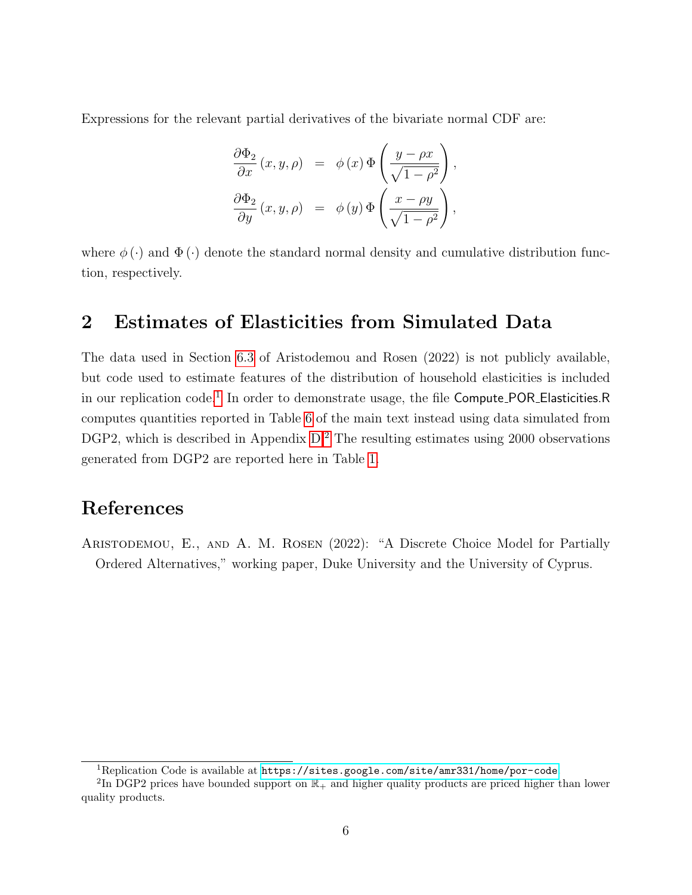Expressions for the relevant partial derivatives of the bivariate normal CDF are:

$$
\begin{aligned}
\frac{\partial \Phi_2}{\partial x}(x, y, \rho) &= \phi(x)\, \Phi\left(\frac{y - \rho x}{\sqrt{1-\rho^2}}\right), \\
\frac{\partial \Phi_2}{\partial y}(x, y, \rho) &= \phi(y)\, \Phi\left(\frac{x - \rho y}{\sqrt{1-\rho^2}}\right),
\end{aligned}
$$

where $\phi(\cdot)$ and $\Phi(\cdot)$ denote the standard normal density and cumulative distribution function, respectively.

## 2 Estimates of Elasticities from Simulated Data

The data used in Section 6.3 of Aristodemou and Rosen (2022) is not publicly available, but code used to estimate features of the distribution of household elasticities is included in our replication code.[1] In order to demonstrate usage, the file Compute_POR_Elasticities.R computes quantities reported in Table 6 of the main text instead using data simulated from DGP2, which is described in Appendix D.[2] The resulting estimates using 2000 observations generated from DGP2 are reported here in Table 1.

## References

Aristodemou, E., and A. M. Rosen (2022): "A Discrete Choice Model for Partially Ordered Alternatives," working paper, Duke University and the University of Cyprus.

---

[1] Replication Code is available at https://sites.google.com/site/amr331/home/por-code

[2] In DGP2 prices have bounded support on $\mathbb{R}_+$ and higher quality products are priced higher than lower quality products.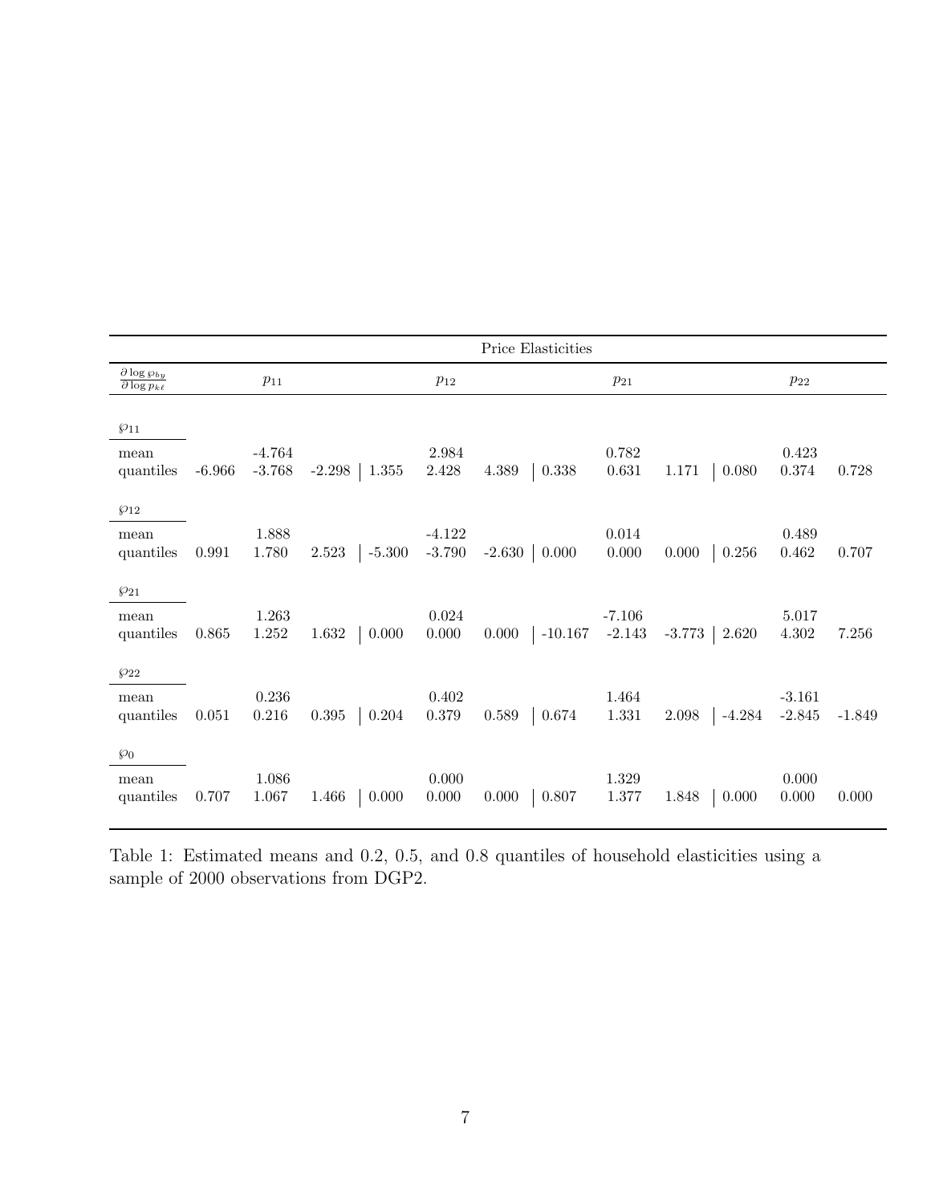| $\frac{\partial \log \wp_{b y}}{\partial \log p_{k \ell}}$ | Price Elasticities | | | | | | | | | | | |
|---|---|---|---|---|---|---|---|---|---|---|---|---|
| | | $p_{11}$ | | | $p_{12}$ | | | $p_{21}$ | | | $p_{22}$ | |
| $\wp_{11}$ | | | | | | | | | | | | |
| mean | | -4.764 | | | 2.984 | | | 0.782 | | | 0.423 | |
| quantiles | -6.966 | -3.768 | -2.298 | 1.355 | 2.428 | 4.389 | 0.338 | 0.631 | 1.171 | 0.080 | 0.374 | 0.728 |
| $\wp_{12}$ | | | | | | | | | | | | |
| mean | | 1.888 | | | -4.122 | | | 0.014 | | | 0.489 | |
| quantiles | 0.991 | 1.780 | 2.523 | -5.300 | -3.790 | -2.630 | 0.000 | 0.000 | 0.000 | 0.256 | 0.462 | 0.707 |
| $\wp_{21}$ | | | | | | | | | | | | |
| mean | | 1.263 | | | 0.024 | | | -7.106 | | | 5.017 | |
| quantiles | 0.865 | 1.252 | 1.632 | 0.000 | 0.000 | 0.000 | -10.167 | -2.143 | -3.773 | 2.620 | 4.302 | 7.256 |
| $\wp_{22}$ | | | | | | | | | | | | |
| mean | | 0.236 | | | 0.402 | | | 1.464 | | | -3.161 | |
| quantiles | 0.051 | 0.216 | 0.395 | 0.204 | 0.379 | 0.589 | 0.674 | 1.331 | 2.098 | -4.284 | -2.845 | -1.849 |
| $\wp_{0}$ | | | | | | | | | | | | |
| mean | | 1.086 | | | 0.000 | | | 1.329 | | | 0.000 | |
| quantiles | 0.707 | 1.067 | 1.466 | 0.000 | 0.000 | 0.000 | 0.807 | 1.377 | 1.848 | 0.000 | 0.000 | 0.000 |

Table 1: Estimated means and 0.2, 0.5, and 0.8 quantiles of household elasticities using a sample of 2000 observations from DGP2.